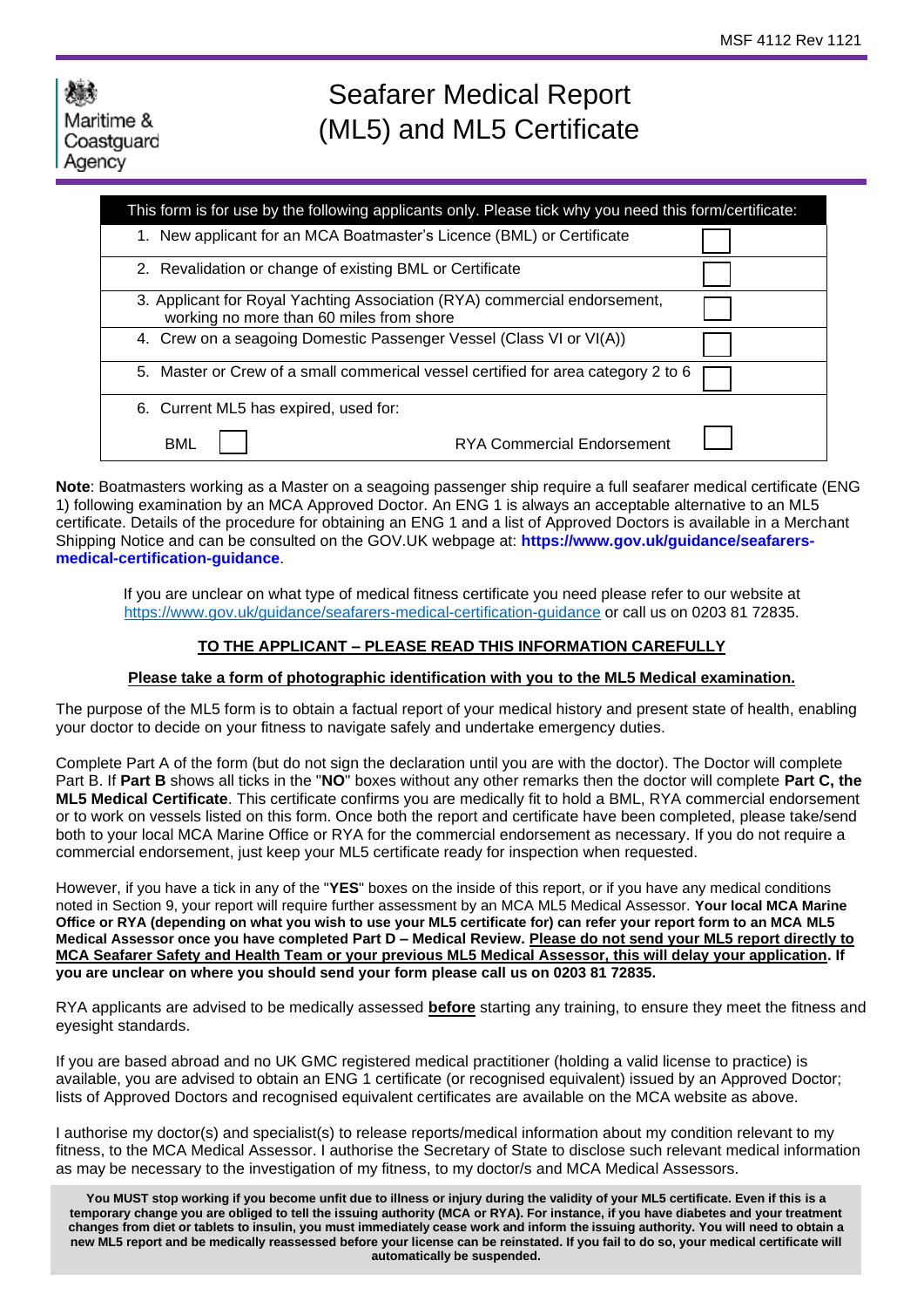MSF 4112 Rev 1121

Maritime & Coastguard Agency

# Seafarer Medical Report (ML5) and ML5 Certificate

| This form is for use by the following applicants only. Please tick why you need this form/certificate: | | | |
|---|---|---|---|
| 1. New applicant for an MCA Boatmaster's Licence (BML) or Certificate | | | ☐ |
| 2. Revalidation or change of existing BML or Certificate | | | ☐ |
| 3. Applicant for Royal Yachting Association (RYA) commercial endorsement, working no more than 60 miles from shore | | | ☐ |
| 4. Crew on a seagoing Domestic Passenger Vessel (Class VI or VI(A)) | | | ☐ |
| 5. Master or Crew of a small commerical vessel certified for area category 2 to 6 | | | ☐ |
| 6. Current ML5 has expired, used for: | | | |
| BML | ☐ | RYA Commercial Endorsement | ☐ |

**Note**: Boatmasters working as a Master on a seagoing passenger ship require a full seafarer medical certificate (ENG 1) following examination by an MCA Approved Doctor. An ENG 1 is always an acceptable alternative to an ML5 certificate. Details of the procedure for obtaining an ENG 1 and a list of Approved Doctors is available in a Merchant Shipping Notice and can be consulted on the GOV.UK webpage at: **https://www.gov.uk/guidance/seafarers-medical-certification-guidance**.

If you are unclear on what type of medical fitness certificate you need please refer to our website at https://www.gov.uk/guidance/seafarers-medical-certification-guidance or call us on 0203 81 72835.

**TO THE APPLICANT – PLEASE READ THIS INFORMATION CAREFULLY**

**Please take a form of photographic identification with you to the ML5 Medical examination.**

The purpose of the ML5 form is to obtain a factual report of your medical history and present state of health, enabling your doctor to decide on your fitness to navigate safely and undertake emergency duties.

Complete Part A of the form (but do not sign the declaration until you are with the doctor). The Doctor will complete Part B. If **Part B** shows all ticks in the "**NO**" boxes without any other remarks then the doctor will complete **Part C, the ML5 Medical Certificate**. This certificate confirms you are medically fit to hold a BML, RYA commercial endorsement or to work on vessels listed on this form. Once both the report and certificate have been completed, please take/send both to your local MCA Marine Office or RYA for the commercial endorsement as necessary. If you do not require a commercial endorsement, just keep your ML5 certificate ready for inspection when requested.

However, if you have a tick in any of the "**YES**" boxes on the inside of this report, or if you have any medical conditions noted in Section 9, your report will require further assessment by an MCA ML5 Medical Assessor. **Your local MCA Marine Office or RYA (depending on what you wish to use your ML5 certificate for) can refer your report form to an MCA ML5 Medical Assessor once you have completed Part D – Medical Review. Please do not send your ML5 report directly to MCA Seafarer Safety and Health Team or your previous ML5 Medical Assessor, this will delay your application. If you are unclear on where you should send your form please call us on 0203 81 72835.**

RYA applicants are advised to be medically assessed **before** starting any training, to ensure they meet the fitness and eyesight standards.

If you are based abroad and no UK GMC registered medical practitioner (holding a valid license to practice) is available, you are advised to obtain an ENG 1 certificate (or recognised equivalent) issued by an Approved Doctor; lists of Approved Doctors and recognised equivalent certificates are available on the MCA website as above.

I authorise my doctor(s) and specialist(s) to release reports/medical information about my condition relevant to my fitness, to the MCA Medical Assessor. I authorise the Secretary of State to disclose such relevant medical information as may be necessary to the investigation of my fitness, to my doctor/s and MCA Medical Assessors.

**You MUST stop working if you become unfit due to illness or injury during the validity of your ML5 certificate. Even if this is a temporary change you are obliged to tell the issuing authority (MCA or RYA). For instance, if you have diabetes and your treatment changes from diet or tablets to insulin, you must immediately cease work and inform the issuing authority. You will need to obtain a new ML5 report and be medically reassessed before your license can be reinstated. If you fail to do so, your medical certificate will automatically be suspended.**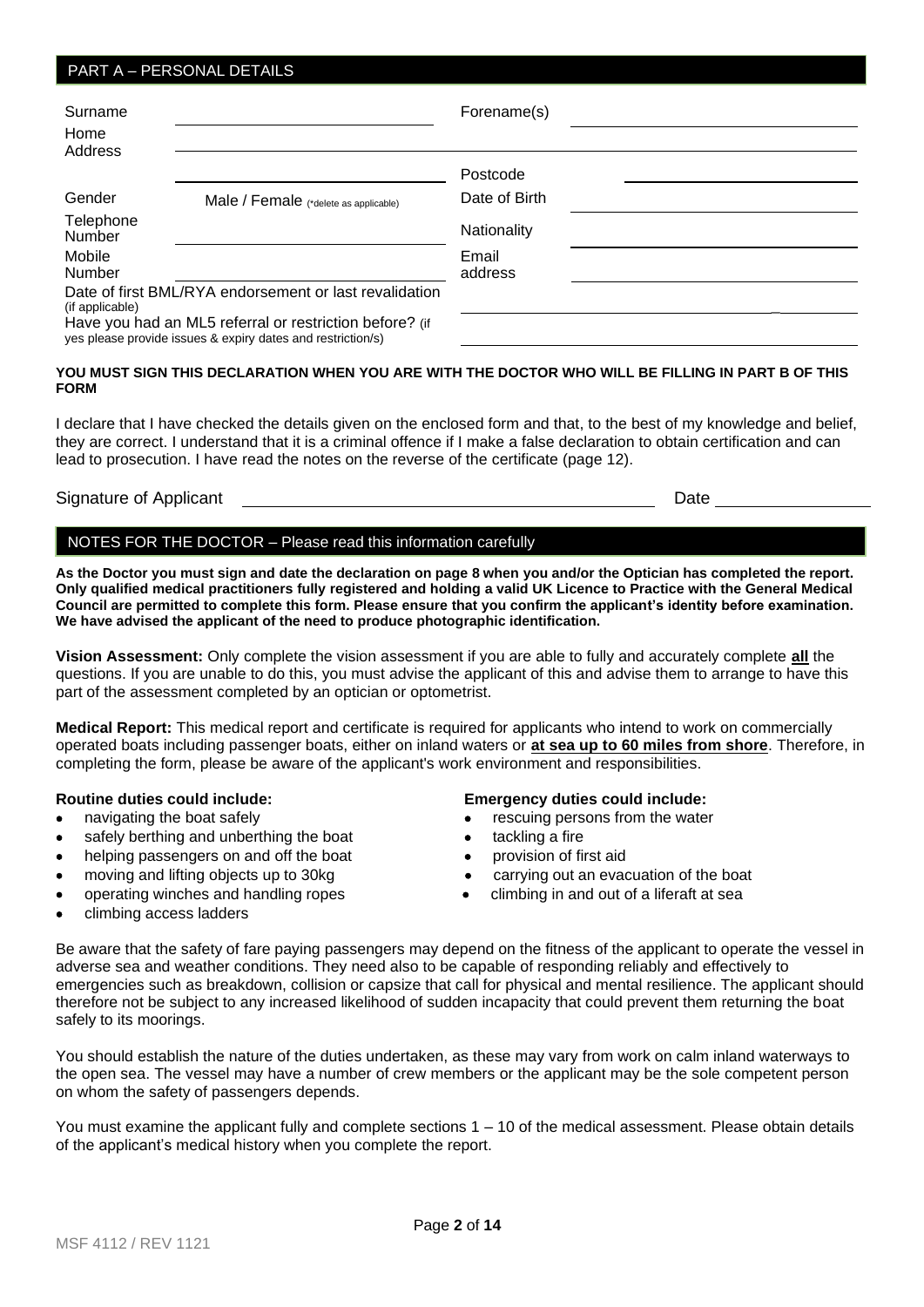## PART A – PERSONAL DETAILS

| | | | |
|---|---|---|---|
| Surname | | Forename(s) | |
| Home Address | | | |
| | | Postcode | |
| Gender | Male / Female (*delete as applicable) | Date of Birth | |
| Telephone Number | | Nationality | |
| Mobile Number | | Email address | |

Date of first BML/RYA endorsement or last revalidation (if applicable)

Have you had an ML5 referral or restriction before? (if yes please provide issues & expiry dates and restriction/s)

**YOU MUST SIGN THIS DECLARATION WHEN YOU ARE WITH THE DOCTOR WHO WILL BE FILLING IN PART B OF THIS FORM**

I declare that I have checked the details given on the enclosed form and that, to the best of my knowledge and belief, they are correct. I understand that it is a criminal offence if I make a false declaration to obtain certification and can lead to prosecution. I have read the notes on the reverse of the certificate (page 12).

Signature of Applicant ______________________ Date ____________

## NOTES FOR THE DOCTOR – Please read this information carefully

**As the Doctor you must sign and date the declaration on page 8 when you and/or the Optician has completed the report. Only qualified medical practitioners fully registered and holding a valid UK Licence to Practice with the General Medical Council are permitted to complete this form. Please ensure that you confirm the applicant's identity before examination. We have advised the applicant of the need to produce photographic identification.**

**Vision Assessment:** Only complete the vision assessment if you are able to fully and accurately complete **all** the questions. If you are unable to do this, you must advise the applicant of this and advise them to arrange to have this part of the assessment completed by an optician or optometrist.

**Medical Report:** This medical report and certificate is required for applicants who intend to work on commercially operated boats including passenger boats, either on inland waters or **at sea up to 60 miles from shore**. Therefore, in completing the form, please be aware of the applicant's work environment and responsibilities.

**Routine duties could include:**

- navigating the boat safely
- safely berthing and unberthing the boat
- helping passengers on and off the boat
- moving and lifting objects up to 30kg
- operating winches and handling ropes
- climbing access ladders

**Emergency duties could include:**

- rescuing persons from the water
- tackling a fire
- provision of first aid
- carrying out an evacuation of the boat
- climbing in and out of a liferaft at sea

Be aware that the safety of fare paying passengers may depend on the fitness of the applicant to operate the vessel in adverse sea and weather conditions. They need also to be capable of responding reliably and effectively to emergencies such as breakdown, collision or capsize that call for physical and mental resilience. The applicant should therefore not be subject to any increased likelihood of sudden incapacity that could prevent them returning the boat safely to its moorings.

You should establish the nature of the duties undertaken, as these may vary from work on calm inland waterways to the open sea. The vessel may have a number of crew members or the applicant may be the sole competent person on whom the safety of passengers depends.

You must examine the applicant fully and complete sections 1 – 10 of the medical assessment. Please obtain details of the applicant's medical history when you complete the report.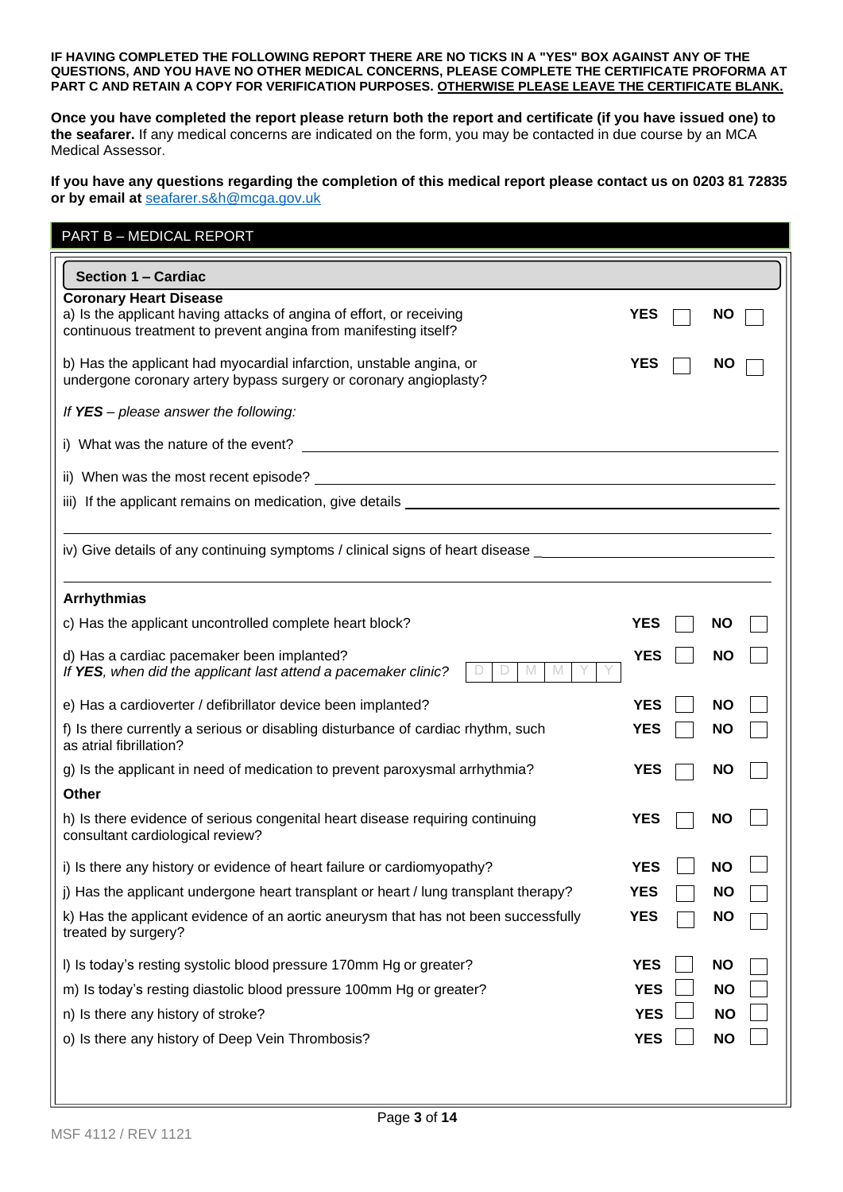**IF HAVING COMPLETED THE FOLLOWING REPORT THERE ARE NO TICKS IN A "YES" BOX AGAINST ANY OF THE QUESTIONS, AND YOU HAVE NO OTHER MEDICAL CONCERNS, PLEASE COMPLETE THE CERTIFICATE PROFORMA AT PART C AND RETAIN A COPY FOR VERIFICATION PURPOSES. OTHERWISE PLEASE LEAVE THE CERTIFICATE BLANK.**

**Once you have completed the report please return both the report and certificate (if you have issued one) to the seafarer.** If any medical concerns are indicated on the form, you may be contacted in due course by an MCA Medical Assessor.

**If you have any questions regarding the completion of this medical report please contact us on 0203 81 72835 or by email at** seafarer.s&h@mcga.gov.uk

## PART B – MEDICAL REPORT

### Section 1 – Cardiac

**Coronary Heart Disease**

a) Is the applicant having attacks of angina of effort, or receiving continuous treatment to prevent angina from manifesting itself? **YES** ☐ **NO** ☐

b) Has the applicant had myocardial infarction, unstable angina, or undergone coronary artery bypass surgery or coronary angioplasty? **YES** ☐ **NO** ☐

*If **YES** – please answer the following:*

i) What was the nature of the event? ____________________

ii) When was the most recent episode? ____________________

iii) If the applicant remains on medication, give details ____________________

iv) Give details of any continuing symptoms / clinical signs of heart disease ____________________

**Arrhythmias**

c) Has the applicant uncontrolled complete heart block? **YES** ☐ **NO** ☐

d) Has a cardiac pacemaker been implanted? **YES** ☐ **NO** ☐
*If **YES**, when did the applicant last attend a pacemaker clinic?* D D M M Y Y

e) Has a cardioverter / defibrillator device been implanted? **YES** ☐ **NO** ☐

f) Is there currently a serious or disabling disturbance of cardiac rhythm, such as atrial fibrillation? **YES** ☐ **NO** ☐

g) Is the applicant in need of medication to prevent paroxysmal arrhythmia? **YES** ☐ **NO** ☐

**Other**

h) Is there evidence of serious congenital heart disease requiring continuing consultant cardiological review? **YES** ☐ **NO** ☐

i) Is there any history or evidence of heart failure or cardiomyopathy? **YES** ☐ **NO** ☐

j) Has the applicant undergone heart transplant or heart / lung transplant therapy? **YES** ☐ **NO** ☐

k) Has the applicant evidence of an aortic aneurysm that has not been successfully treated by surgery? **YES** ☐ **NO** ☐

l) Is today's resting systolic blood pressure 170mm Hg or greater? **YES** ☐ **NO** ☐

m) Is today's resting diastolic blood pressure 100mm Hg or greater? **YES** ☐ **NO** ☐

n) Is there any history of stroke? **YES** ☐ **NO** ☐

o) Is there any history of Deep Vein Thrombosis? **YES** ☐ **NO** ☐

MSF 4112 / REV 1121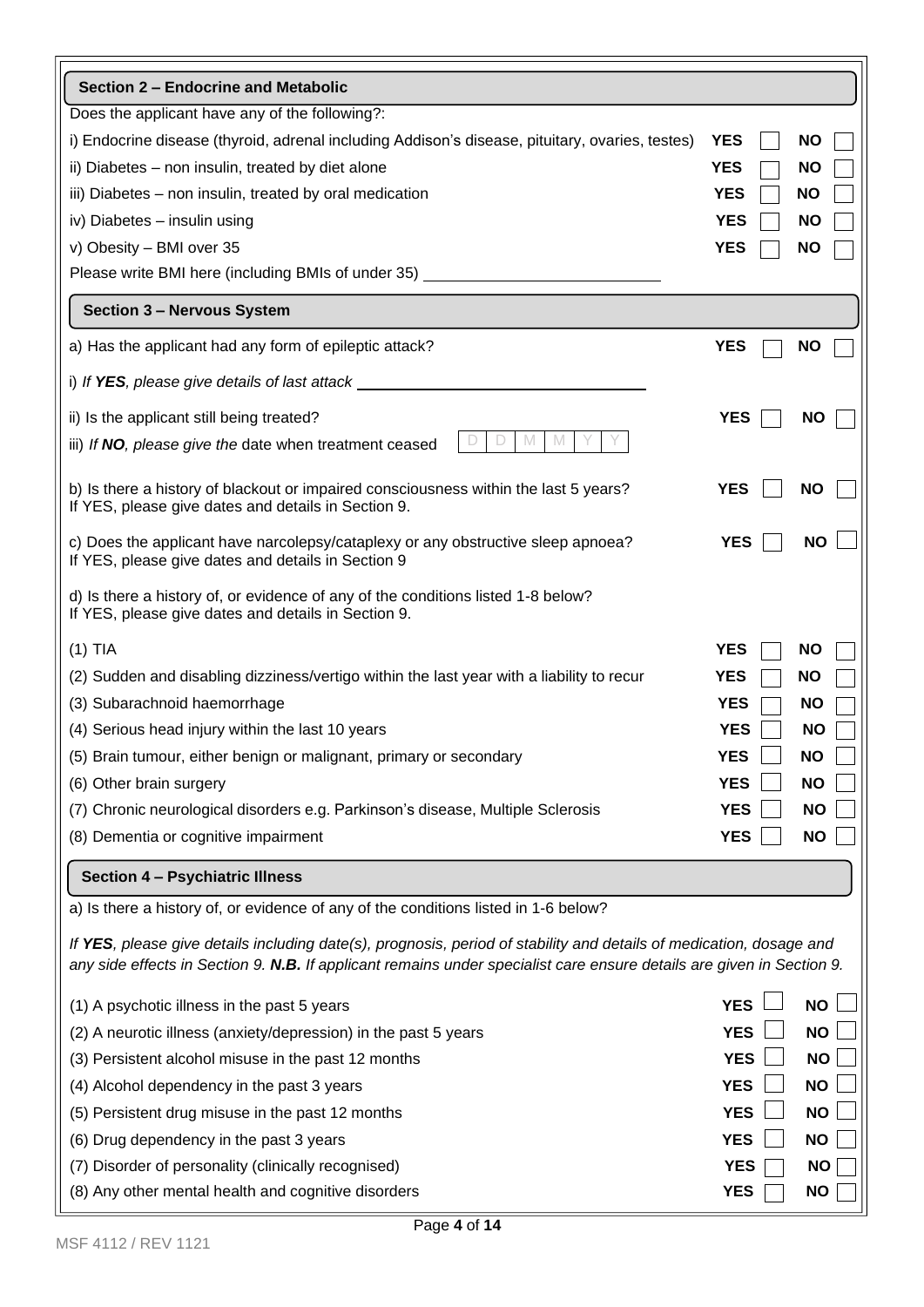## Section 2 – Endocrine and Metabolic

Does the applicant have any of the following?:

| | | |
|---|---|---|
| i) Endocrine disease (thyroid, adrenal including Addison's disease, pituitary, ovaries, testes) | YES ☐ | NO ☐ |
| ii) Diabetes – non insulin, treated by diet alone | YES ☐ | NO ☐ |
| iii) Diabetes – non insulin, treated by oral medication | YES ☐ | NO ☐ |
| iv) Diabetes – insulin using | YES ☐ | NO ☐ |
| v) Obesity – BMI over 35 | YES ☐ | NO ☐ |

Please write BMI here (including BMIs of under 35) ____________________

## Section 3 – Nervous System

a) Has the applicant had any form of epileptic attack? **YES** ☐ **NO** ☐

i) *If **YES**, please give details of last attack* ____________________

ii) Is the applicant still being treated? **YES** ☐ **NO** ☐

iii) *If **NO**, please give the* date when treatment ceased D D M M Y Y

b) Is there a history of blackout or impaired consciousness within the last 5 years? **YES** ☐ **NO** ☐
If YES, please give dates and details in Section 9.

c) Does the applicant have narcolepsy/cataplexy or any obstructive sleep apnoea? **YES** ☐ **NO** ☐
If YES, please give dates and details in Section 9

d) Is there a history of, or evidence of any of the conditions listed 1-8 below?
If YES, please give dates and details in Section 9.

| | | |
|---|---|---|
| (1) TIA | YES ☐ | NO ☐ |
| (2) Sudden and disabling dizziness/vertigo within the last year with a liability to recur | YES ☐ | NO ☐ |
| (3) Subarachnoid haemorrhage | YES ☐ | NO ☐ |
| (4) Serious head injury within the last 10 years | YES ☐ | NO ☐ |
| (5) Brain tumour, either benign or malignant, primary or secondary | YES ☐ | NO ☐ |
| (6) Other brain surgery | YES ☐ | NO ☐ |
| (7) Chronic neurological disorders e.g. Parkinson's disease, Multiple Sclerosis | YES ☐ | NO ☐ |
| (8) Dementia or cognitive impairment | YES ☐ | NO ☐ |

## Section 4 – Psychiatric Illness

a) Is there a history of, or evidence of any of the conditions listed in 1-6 below?

*If **YES**, please give details including date(s), prognosis, period of stability and details of medication, dosage and any side effects in Section 9. **N.B.** If applicant remains under specialist care ensure details are given in Section 9.*

| | | |
|---|---|---|
| (1) A psychotic illness in the past 5 years | YES ☐ | NO ☐ |
| (2) A neurotic illness (anxiety/depression) in the past 5 years | YES ☐ | NO ☐ |
| (3) Persistent alcohol misuse in the past 12 months | YES ☐ | NO ☐ |
| (4) Alcohol dependency in the past 3 years | YES ☐ | NO ☐ |
| (5) Persistent drug misuse in the past 12 months | YES ☐ | NO ☐ |
| (6) Drug dependency in the past 3 years | YES ☐ | NO ☐ |
| (7) Disorder of personality (clinically recognised) | YES ☐ | NO ☐ |
| (8) Any other mental health and cognitive disorders | YES ☐ | NO ☐ |

MSF 4112 / REV 1121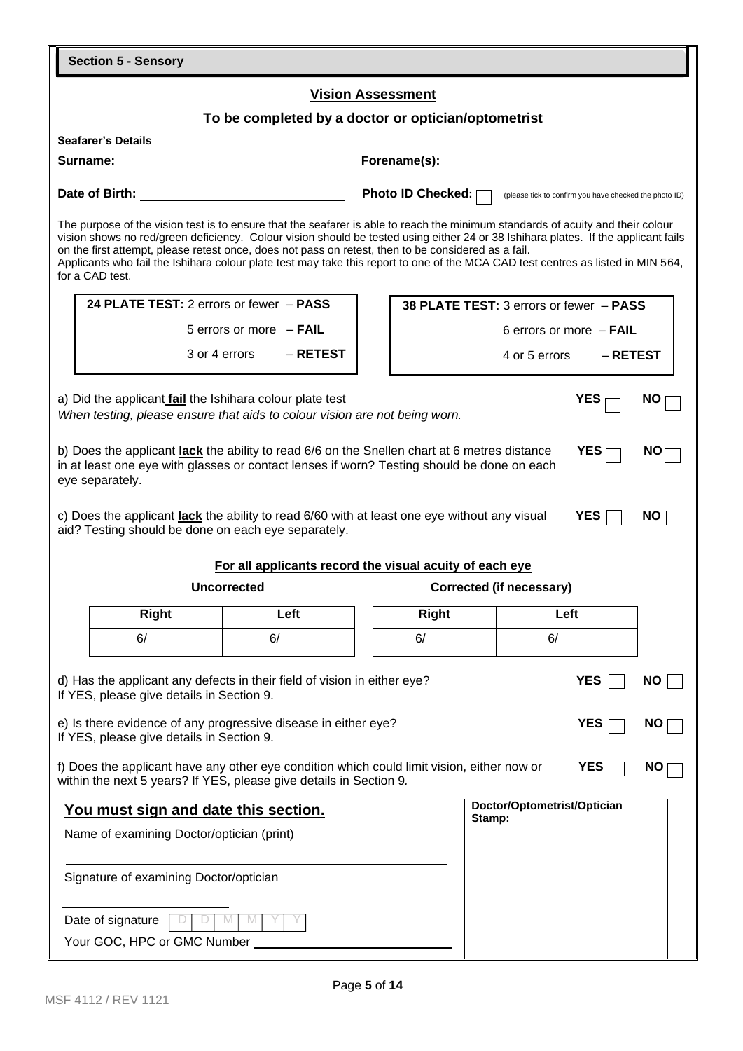## Section 5 - Sensory

### Vision Assessment

### To be completed by a doctor or optician/optometrist

**Seafarer's Details**

**Surname:** ______________________ **Forename(s):** ______________________

**Date of Birth:** ______________________ **Photo ID Checked:** ☐ (please tick to confirm you have checked the photo ID)

The purpose of the vision test is to ensure that the seafarer is able to reach the minimum standards of acuity and their colour vision shows no red/green deficiency. Colour vision should be tested using either 24 or 38 Ishihara plates. If the applicant fails on the first attempt, please retest once, does not pass on retest, then to be considered as a fail.
Applicants who fail the Ishihara colour plate test may take this report to one of the MCA CAD test centres as listed in MIN 564, for a CAD test.

| **24 PLATE TEST:** 2 errors or fewer – **PASS** | **38 PLATE TEST:** 3 errors or fewer – **PASS** |
|---|---|
| 5 errors or more – **FAIL** | 6 errors or more – **FAIL** |
| 3 or 4 errors – **RETEST** | 4 or 5 errors – **RETEST** |

a) Did the applicant **fail** the Ishihara colour plate test **YES** ☐ **NO** ☐
*When testing, please ensure that aids to colour vision are not being worn.*

b) Does the applicant **lack** the ability to read 6/6 on the Snellen chart at 6 metres distance in at least one eye with glasses or contact lenses if worn? Testing should be done on each eye separately. **YES** ☐ **NO** ☐

c) Does the applicant **lack** the ability to read 6/60 with at least one eye without any visual aid? Testing should be done on each eye separately. **YES** ☐ **NO** ☐

**For all applicants record the visual acuity of each eye**

| **Uncorrected** | | **Corrected (if necessary)** | |
|---|---|---|---|
| **Right** | **Left** | **Right** | **Left** |
| 6/____ | 6/____ | 6/____ | 6/____ |

d) Has the applicant any defects in their field of vision in either eye? **YES** ☐ **NO** ☐
If YES, please give details in Section 9.

e) Is there evidence of any progressive disease in either eye? **YES** ☐ **NO** ☐
If YES, please give details in Section 9.

f) Does the applicant have any other eye condition which could limit vision, either now or within the next 5 years? If YES, please give details in Section 9. **YES** ☐ **NO** ☐

**You must sign and date this section.**

Name of examining Doctor/optician (print)

______________________________

Signature of examining Doctor/optician

______________________________

Date of signature D D M M Y Y

Your GOC, HPC or GMC Number ______________________

**Doctor/Optometrist/Optician Stamp:**

MSF 4112 / REV 1121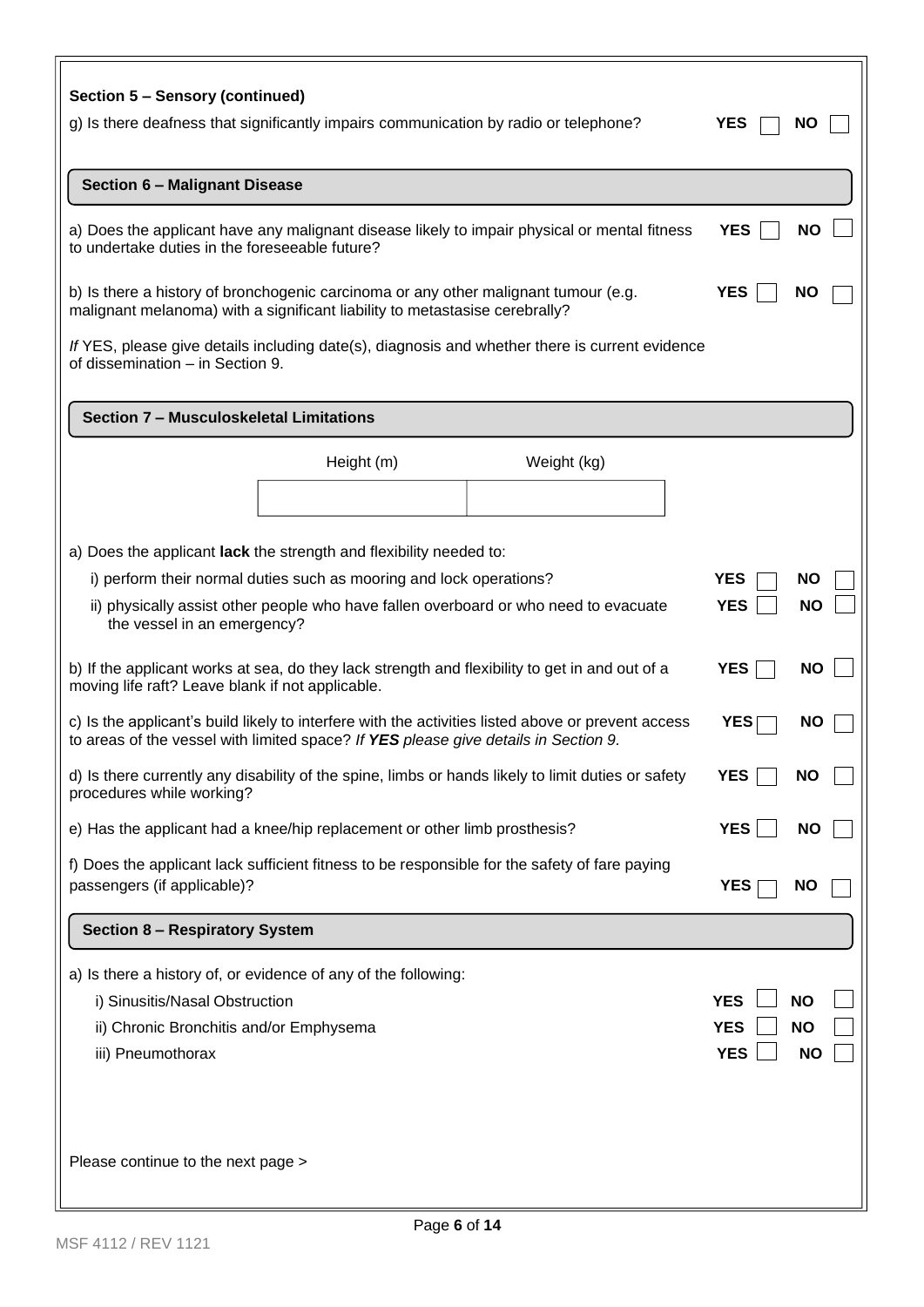**Section 5 – Sensory (continued)**

g) Is there deafness that significantly impairs communication by radio or telephone? **YES** ☐ **NO** ☐

## Section 6 – Malignant Disease

a) Does the applicant have any malignant disease likely to impair physical or mental fitness to undertake duties in the foreseeable future? **YES** ☐ **NO** ☐

b) Is there a history of bronchogenic carcinoma or any other malignant tumour (e.g. malignant melanoma) with a significant liability to metastasise cerebrally? **YES** ☐ **NO** ☐

*If* YES, please give details including date(s), diagnosis and whether there is current evidence of dissemination – in Section 9.

## Section 7 – Musculoskeletal Limitations

| Height (m) | Weight (kg) |
| --- | --- |
| | |

a) Does the applicant **lack** the strength and flexibility needed to:

- i) perform their normal duties such as mooring and lock operations? **YES** ☐ **NO** ☐
- ii) physically assist other people who have fallen overboard or who need to evacuate the vessel in an emergency? **YES** ☐ **NO** ☐

b) If the applicant works at sea, do they lack strength and flexibility to get in and out of a moving life raft? Leave blank if not applicable. **YES** ☐ **NO** ☐

c) Is the applicant's build likely to interfere with the activities listed above or prevent access to areas of the vessel with limited space? *If **YES** please give details in Section 9.* **YES** ☐ **NO** ☐

d) Is there currently any disability of the spine, limbs or hands likely to limit duties or safety procedures while working? **YES** ☐ **NO** ☐

e) Has the applicant had a knee/hip replacement or other limb prosthesis? **YES** ☐ **NO** ☐

f) Does the applicant lack sufficient fitness to be responsible for the safety of fare paying passengers (if applicable)? **YES** ☐ **NO** ☐

## Section 8 – Respiratory System

a) Is there a history of, or evidence of any of the following:

- i) Sinusitis/Nasal Obstruction **YES** ☐ **NO** ☐
- ii) Chronic Bronchitis and/or Emphysema **YES** ☐ **NO** ☐
- iii) Pneumothorax **YES** ☐ **NO** ☐

Please continue to the next page >

MSF 4112 / REV 1121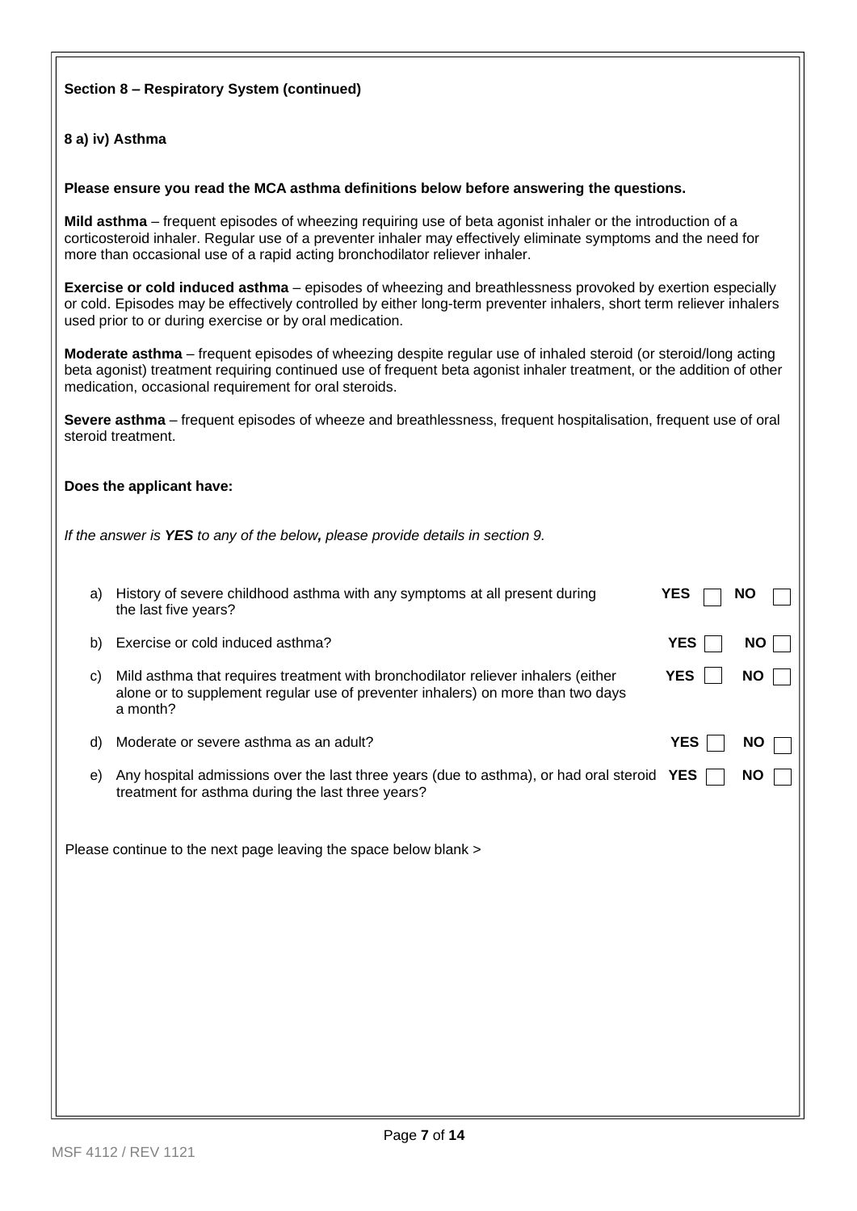**Section 8 – Respiratory System (continued)**

**8 a) iv) Asthma**

**Please ensure you read the MCA asthma definitions below before answering the questions.**

**Mild asthma** – frequent episodes of wheezing requiring use of beta agonist inhaler or the introduction of a corticosteroid inhaler. Regular use of a preventer inhaler may effectively eliminate symptoms and the need for more than occasional use of a rapid acting bronchodilator reliever inhaler.

**Exercise or cold induced asthma** – episodes of wheezing and breathlessness provoked by exertion especially or cold. Episodes may be effectively controlled by either long-term preventer inhalers, short term reliever inhalers used prior to or during exercise or by oral medication.

**Moderate asthma** – frequent episodes of wheezing despite regular use of inhaled steroid (or steroid/long acting beta agonist) treatment requiring continued use of frequent beta agonist inhaler treatment, or the addition of other medication, occasional requirement for oral steroids.

**Severe asthma** – frequent episodes of wheeze and breathlessness, frequent hospitalisation, frequent use of oral steroid treatment.

**Does the applicant have:**

*If the answer is **YES** to any of the below, please provide details in section 9.*

| | Question | YES | NO |
|---|---|---|---|
| a) | History of severe childhood asthma with any symptoms at all present during the last five years? | ☐ | ☐ |
| b) | Exercise or cold induced asthma? | ☐ | ☐ |
| c) | Mild asthma that requires treatment with bronchodilator reliever inhalers (either alone or to supplement regular use of preventer inhalers) on more than two days a month? | ☐ | ☐ |
| d) | Moderate or severe asthma as an adult? | ☐ | ☐ |
| e) | Any hospital admissions over the last three years (due to asthma), or had oral steroid treatment for asthma during the last three years? | ☐ | ☐ |

Please continue to the next page leaving the space below blank >

MSF 4112 / REV 1121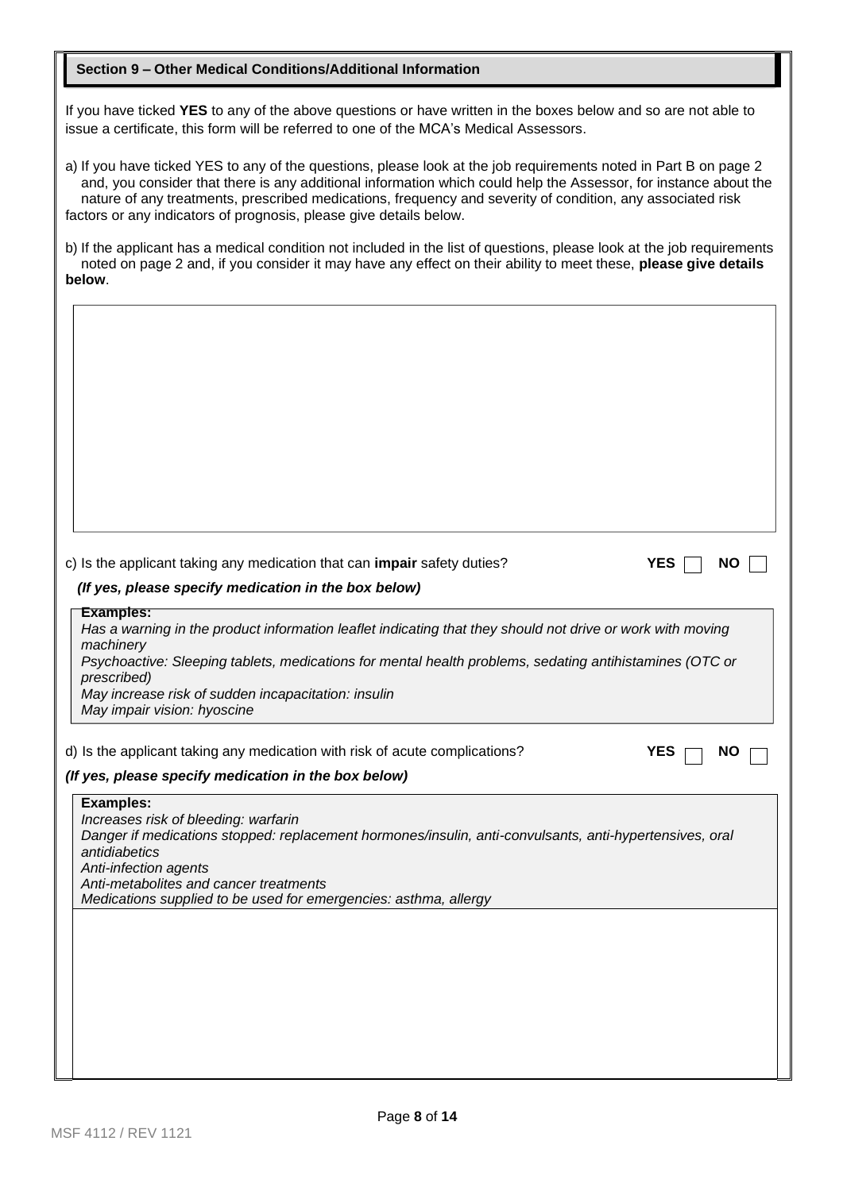## Section 9 – Other Medical Conditions/Additional Information

If you have ticked **YES** to any of the above questions or have written in the boxes below and so are not able to issue a certificate, this form will be referred to one of the MCA's Medical Assessors.

a) If you have ticked YES to any of the questions, please look at the job requirements noted in Part B on page 2 and, you consider that there is any additional information which could help the Assessor, for instance about the nature of any treatments, prescribed medications, frequency and severity of condition, any associated risk factors or any indicators of prognosis, please give details below.

b) If the applicant has a medical condition not included in the list of questions, please look at the job requirements noted on page 2 and, if you consider it may have any effect on their ability to meet these, **please give details below**.

c) Is the applicant taking any medication that can **impair** safety duties? **YES** ☐ **NO** ☐

***(If yes, please specify medication in the box below)***

**Examples:**
*Has a warning in the product information leaflet indicating that they should not drive or work with moving machinery*
*Psychoactive: Sleeping tablets, medications for mental health problems, sedating antihistamines (OTC or prescribed)*
*May increase risk of sudden incapacitation: insulin*
*May impair vision: hyoscine*

d) Is the applicant taking any medication with risk of acute complications? **YES** ☐ **NO** ☐

***(If yes, please specify medication in the box below)***

**Examples:**
*Increases risk of bleeding: warfarin*
*Danger if medications stopped: replacement hormones/insulin, anti-convulsants, anti-hypertensives, oral antidiabetics*
*Anti-infection agents*
*Anti-metabolites and cancer treatments*
*Medications supplied to be used for emergencies: asthma, allergy*

MSF 4112 / REV 1121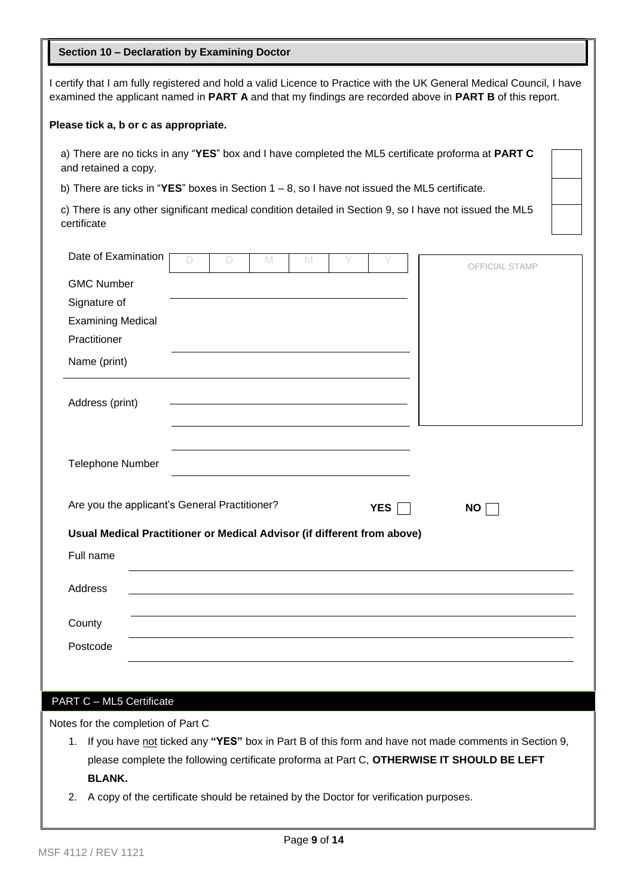## Section 10 – Declaration by Examining Doctor

I certify that I am fully registered and hold a valid Licence to Practice with the UK General Medical Council, I have examined the applicant named in **PART A** and that my findings are recorded above in **PART B** of this report.

**Please tick a, b or c as appropriate.**

a) There are no ticks in any "**YES**" box and I have completed the ML5 certificate proforma at **PART C** and retained a copy. ☐

b) There are ticks in "**YES**" boxes in Section 1 – 8, so I have not issued the ML5 certificate. ☐

c) There is any other significant medical condition detailed in Section 9, so I have not issued the ML5 certificate ☐

Date of Examination: D D M M Y Y

OFFICIAL STAMP

GMC Number: ____________________

Signature of Examining Medical Practitioner: ____________________

Name (print): ____________________

Address (print): ____________________

____________________

____________________

Telephone Number: ____________________

Are you the applicant's General Practitioner? **YES** ☐ **NO** ☐

**Usual Medical Practitioner or Medical Advisor (if different from above)**

Full name: ____________________

Address: ____________________

____________________

County: ____________________

Postcode: ____________________

## PART C – ML5 Certificate

Notes for the completion of Part C

1. If you have not ticked any **"YES"** box in Part B of this form and have not made comments in Section 9, please complete the following certificate proforma at Part C, **OTHERWISE IT SHOULD BE LEFT BLANK.**
2. A copy of the certificate should be retained by the Doctor for verification purposes.

MSF 4112 / REV 1121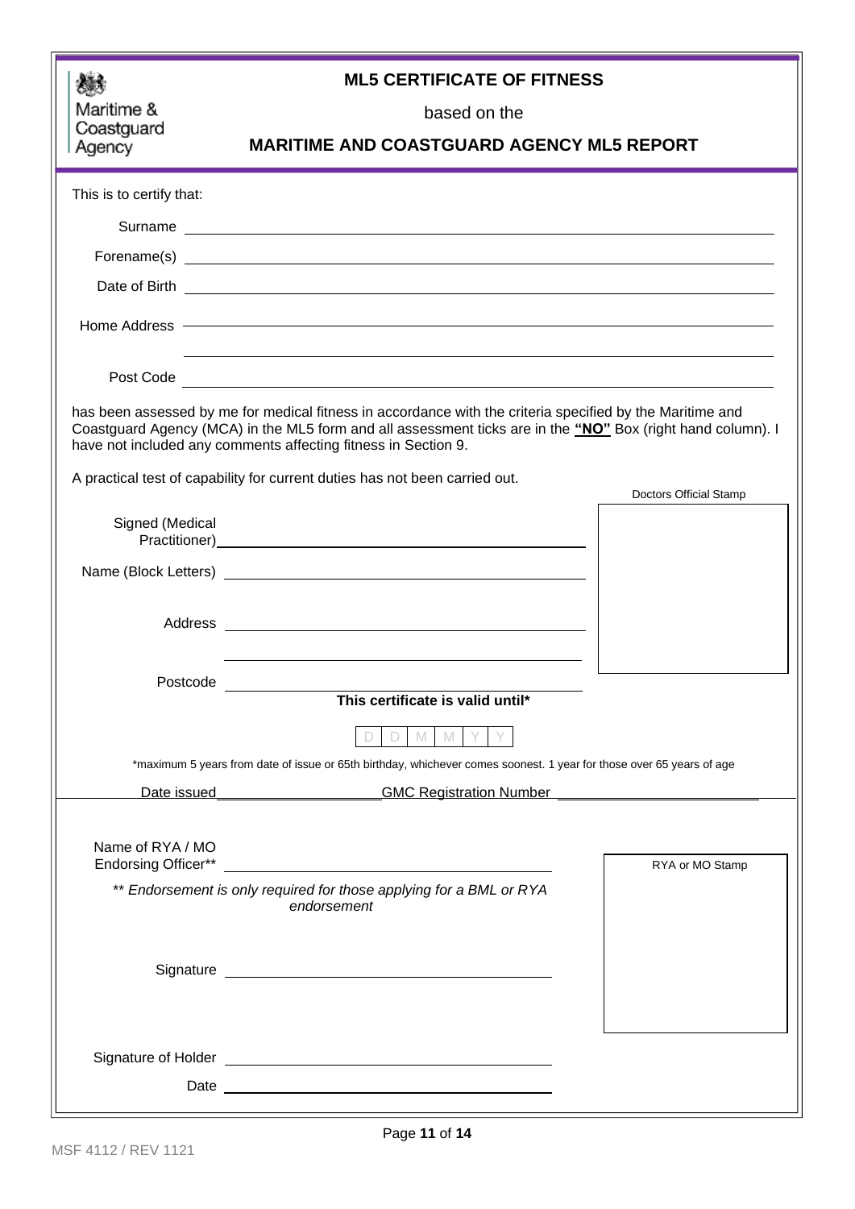Maritime & Coastguard Agency

# ML5 CERTIFICATE OF FITNESS

based on the

## MARITIME AND COASTGUARD AGENCY ML5 REPORT

This is to certify that:

Surname ______________________________

Forename(s) ______________________________

Date of Birth ______________________________

Home Address ______________________________

______________________________

Post Code ______________________________

has been assessed by me for medical fitness in accordance with the criteria specified by the Maritime and Coastguard Agency (MCA) in the ML5 form and all assessment ticks are in the **"NO"** Box (right hand column). I have not included any comments affecting fitness in Section 9.

A practical test of capability for current duties has not been carried out.

Doctors Official Stamp

Signed (Medical Practitioner) ______________________________

Name (Block Letters) ______________________________

Address ______________________________

______________________________

Postcode ______________________________

**This certificate is valid until***

| D | D | M | M | Y | Y |
|---|---|---|---|---|---|

*maximum 5 years from date of issue or 65th birthday, whichever comes soonest. 1 year for those over 65 years of age

Date issued ______________ GMC Registration Number ______________

Name of RYA / MO Endorsing Officer** ______________________________

RYA or MO Stamp

*** Endorsement is only required for those applying for a BML or RYA endorsement*

Signature ______________________________

Signature of Holder ______________________________

Date ______________________________

MSF 4112 / REV 1121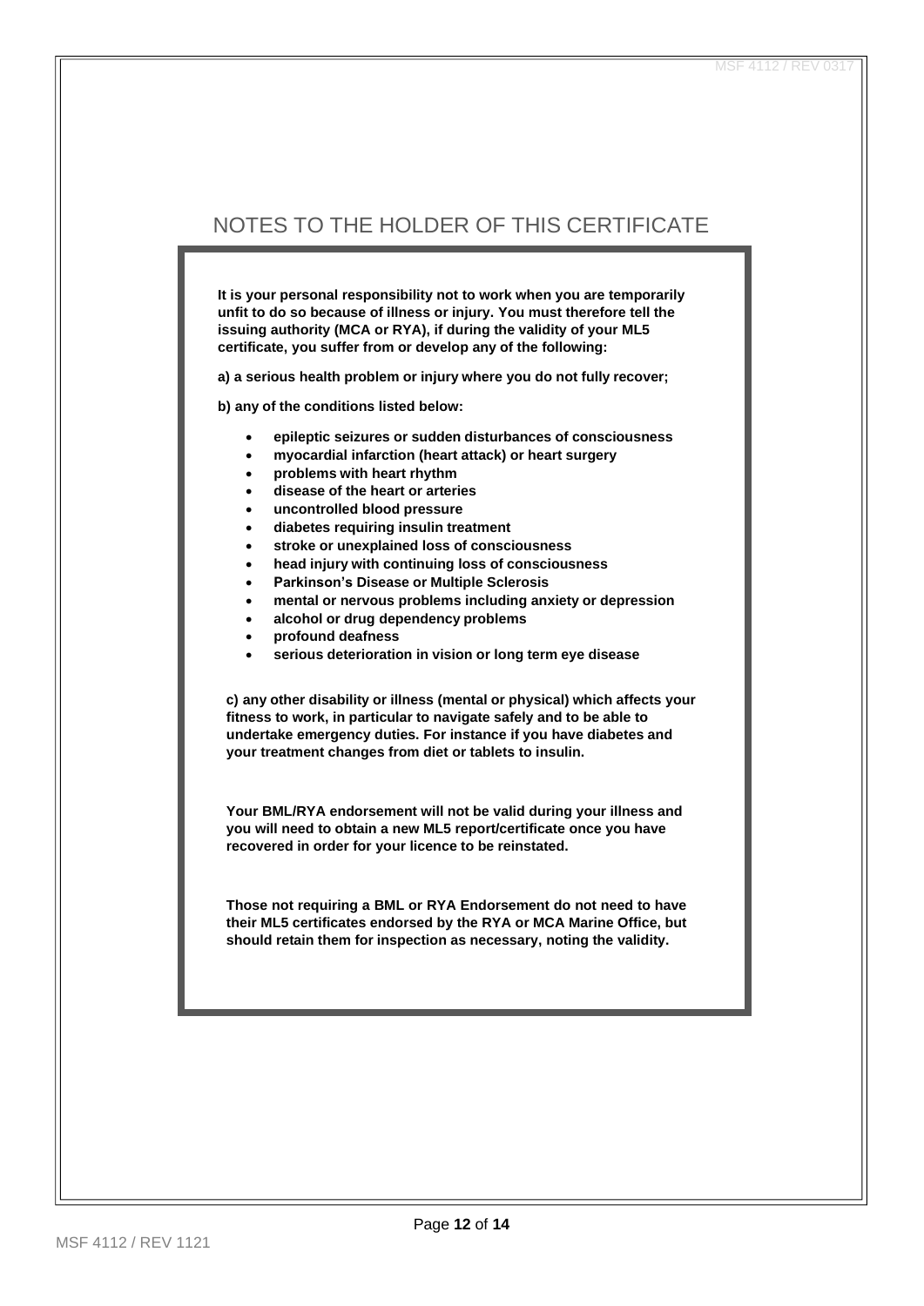# NOTES TO THE HOLDER OF THIS CERTIFICATE

**It is your personal responsibility not to work when you are temporarily unfit to do so because of illness or injury. You must therefore tell the issuing authority (MCA or RYA), if during the validity of your ML5 certificate, you suffer from or develop any of the following:**

**a) a serious health problem or injury where you do not fully recover;**

**b) any of the conditions listed below:**

- **epileptic seizures or sudden disturbances of consciousness**
- **myocardial infarction (heart attack) or heart surgery**
- **problems with heart rhythm**
- **disease of the heart or arteries**
- **uncontrolled blood pressure**
- **diabetes requiring insulin treatment**
- **stroke or unexplained loss of consciousness**
- **head injury with continuing loss of consciousness**
- **Parkinson's Disease or Multiple Sclerosis**
- **mental or nervous problems including anxiety or depression**
- **alcohol or drug dependency problems**
- **profound deafness**
- **serious deterioration in vision or long term eye disease**

**c) any other disability or illness (mental or physical) which affects your fitness to work, in particular to navigate safely and to be able to undertake emergency duties. For instance if you have diabetes and your treatment changes from diet or tablets to insulin.**

**Your BML/RYA endorsement will not be valid during your illness and you will need to obtain a new ML5 report/certificate once you have recovered in order for your licence to be reinstated.**

**Those not requiring a BML or RYA Endorsement do not need to have their ML5 certificates endorsed by the RYA or MCA Marine Office, but should retain them for inspection as necessary, noting the validity.**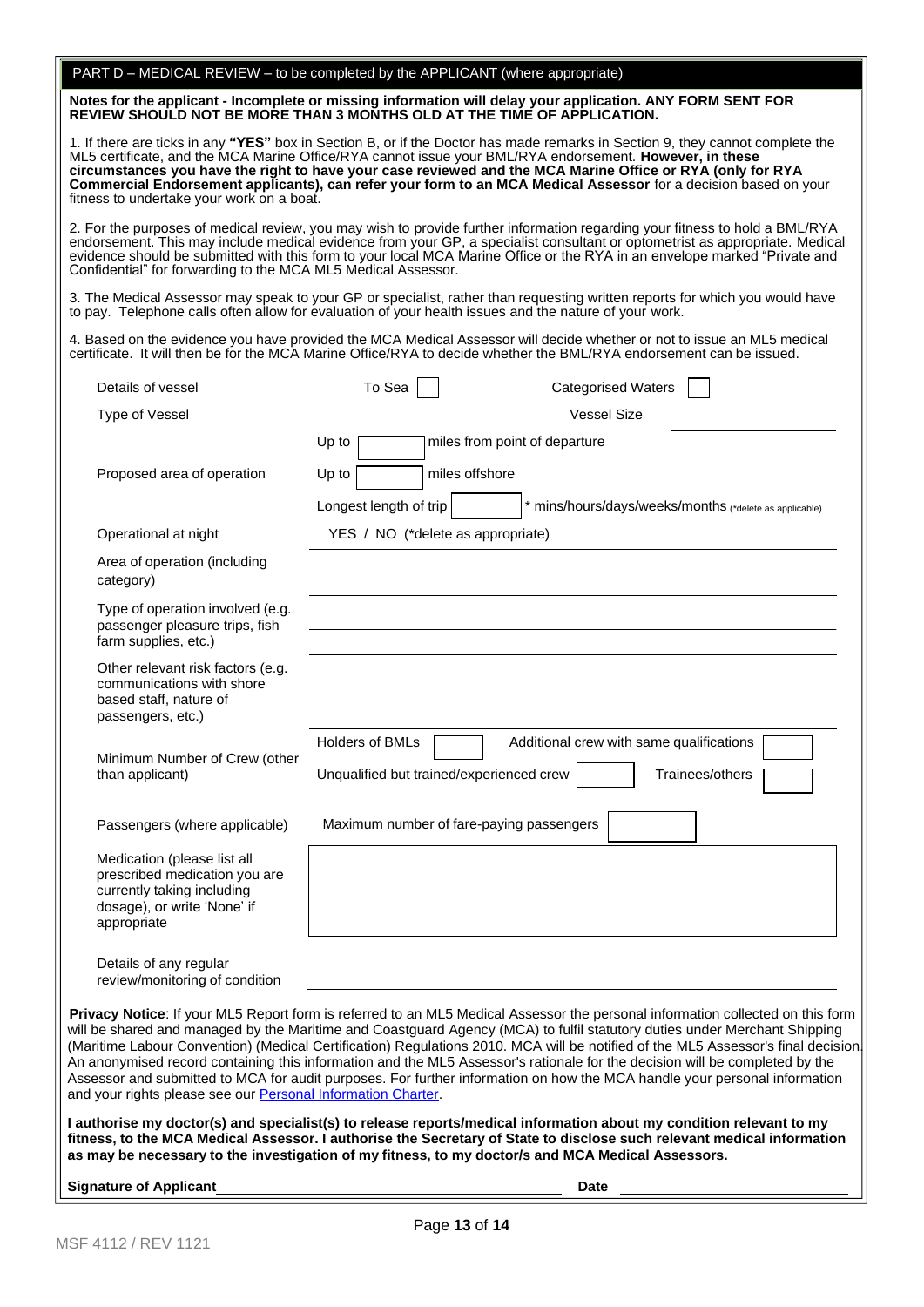## PART D – MEDICAL REVIEW – to be completed by the APPLICANT (where appropriate)

**Notes for the applicant - Incomplete or missing information will delay your application. ANY FORM SENT FOR REVIEW SHOULD NOT BE MORE THAN 3 MONTHS OLD AT THE TIME OF APPLICATION.**

1. If there are ticks in any **"YES"** box in Section B, or if the Doctor has made remarks in Section 9, they cannot complete the ML5 certificate, and the MCA Marine Office/RYA cannot issue your BML/RYA endorsement. **However, in these circumstances you have the right to have your case reviewed and the MCA Marine Office or RYA (only for RYA Commercial Endorsement applicants), can refer your form to an MCA Medical Assessor** for a decision based on your fitness to undertake your work on a boat.

2. For the purposes of medical review, you may wish to provide further information regarding your fitness to hold a BML/RYA endorsement. This may include medical evidence from your GP, a specialist consultant or optometrist as appropriate. Medical evidence should be submitted with this form to your local MCA Marine Office or the RYA in an envelope marked "Private and Confidential" for forwarding to the MCA ML5 Medical Assessor.

3. The Medical Assessor may speak to your GP or specialist, rather than requesting written reports for which you would have to pay. Telephone calls often allow for evaluation of your health issues and the nature of your work.

4. Based on the evidence you have provided the MCA Medical Assessor will decide whether or not to issue an ML5 medical certificate. It will then be for the MCA Marine Office/RYA to decide whether the BML/RYA endorsement can be issued.

| | | |
|---|---|---|
| Details of vessel | To Sea ☐ | Categorised Waters ☐ |
| Type of Vessel | | Vessel Size |
| Proposed area of operation | Up to ______ miles from point of departure | |
| | Up to ______ miles offshore | |
| | Longest length of trip ______ * mins/hours/days/weeks/months (*delete as applicable) | |
| Operational at night | YES / NO (*delete as appropriate) | |
| Area of operation (including category) | | |
| Type of operation involved (e.g. passenger pleasure trips, fish farm supplies, etc.) | | |
| Other relevant risk factors (e.g. communications with shore based staff, nature of passengers, etc.) | | |
| Minimum Number of Crew (other than applicant) | Holders of BMLs ☐ | Additional crew with same qualifications ☐ |
| | Unqualified but trained/experienced crew ☐ | Trainees/others ☐ |
| Passengers (where applicable) | Maximum number of fare-paying passengers ☐ | |
| Medication (please list all prescribed medication you are currently taking including dosage), or write 'None' if appropriate | | |
| Details of any regular review/monitoring of condition | | |

**Privacy Notice**: If your ML5 Report form is referred to an ML5 Medical Assessor the personal information collected on this form will be shared and managed by the Maritime and Coastguard Agency (MCA) to fulfil statutory duties under Merchant Shipping (Maritime Labour Convention) (Medical Certification) Regulations 2010. MCA will be notified of the ML5 Assessor's final decision. An anonymised record containing this information and the ML5 Assessor's rationale for the decision will be completed by the Assessor and submitted to MCA for audit purposes. For further information on how the MCA handle your personal information and your rights please see our Personal Information Charter.

**I authorise my doctor(s) and specialist(s) to release reports/medical information about my condition relevant to my fitness, to the MCA Medical Assessor. I authorise the Secretary of State to disclose such relevant medical information as may be necessary to the investigation of my fitness, to my doctor/s and MCA Medical Assessors.**

**Signature of Applicant** ______________________ **Date** ______________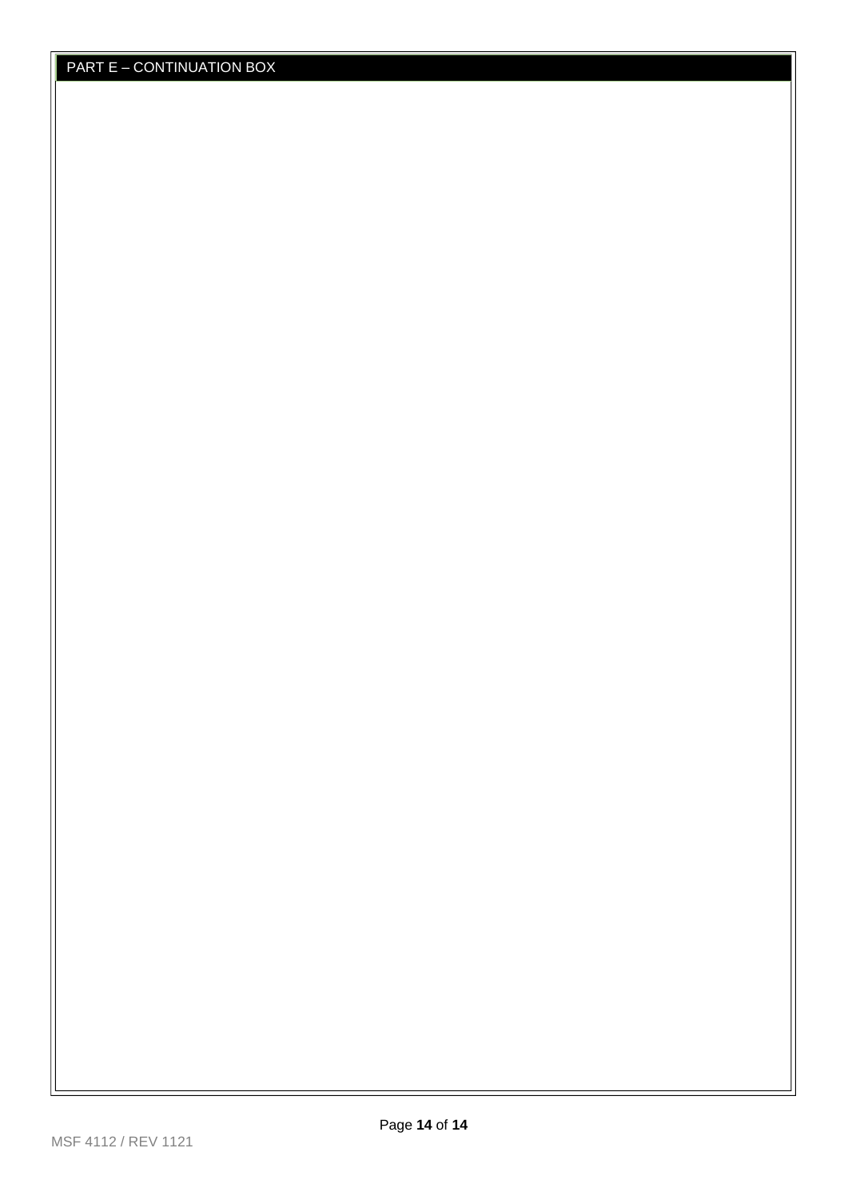## PART E – CONTINUATION BOX

MSF 4112 / REV 1121